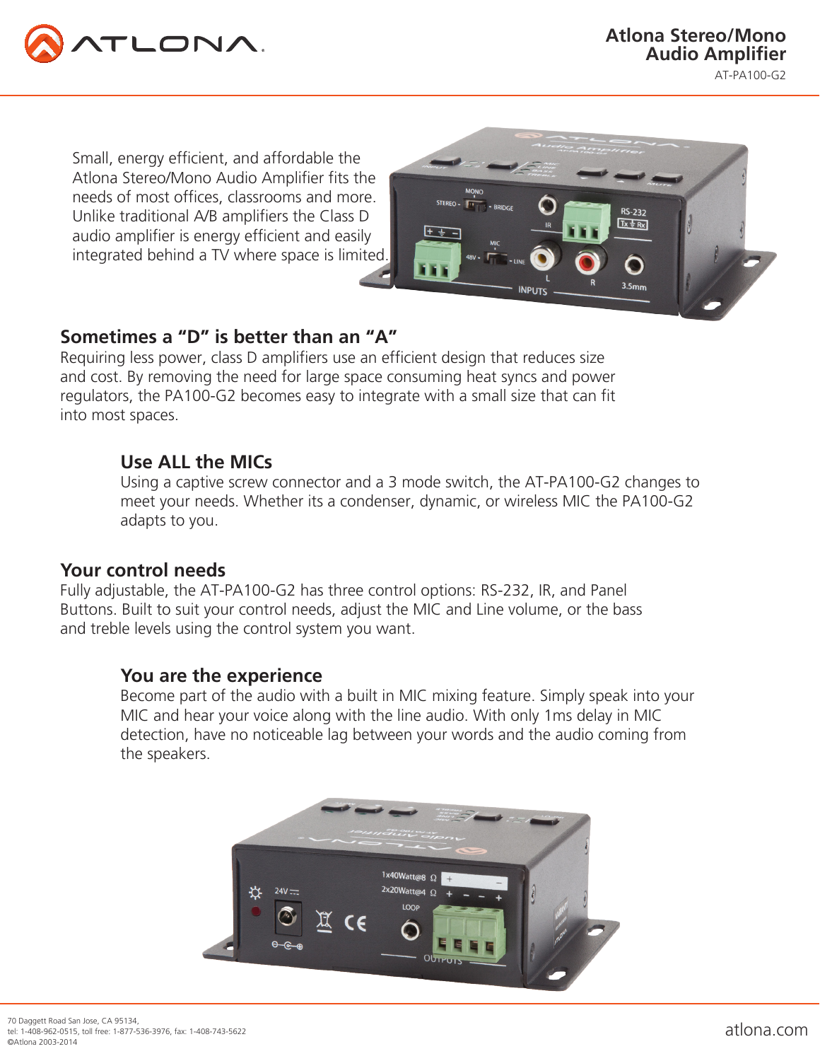# Atlona Stereo/Mono Audio Amplifier

AT-PA100-G2

Small, energy efficient, and affordable the Atlona Stereo/Mono Audio Amplifier fits the needs of most offices, classrooms and more. Unlike traditional A/B amplifiers the Class D audio amplifier is energy efficient and easily integrated behind a TV where space is limited.

## Sometimes a “D” is better than an “A”

Requiring less power, class D amplifiers use an efficient design that reduces size and cost. By removing the need for large space consuming heat syncs and power regulators, the PA100-G2 becomes easy to integrate with a small size that can fit into most spaces.

## Use ALL the MICs

Using a captive screw connector and a 3 mode switch, the AT-PA100-G2 changes to meet your needs. Whether its a condenser, dynamic, or wireless MIC the PA100-G2 adapts to you.

## Your control needs

Fully adjustable, the AT-PA100-G2 has three control options: RS-232, IR, and Panel Buttons. Built to suit your control needs, adjust the MIC and Line volume, or the bass and treble levels using the control system you want.

## You are the experience

Become part of the audio with a built in MIC mixing feature. Simply speak into your MIC and hear your voice along with the line audio. With only 1ms delay in MIC detection, have no noticeable lag between your words and the audio coming from the speakers.

70 Daggett Road San Jose, CA 95134,
tel: 1-408-962-0515, toll free: 1-877-536-3976, fax: 1-408-743-5622
©Atlona 2003-2014

atlona.com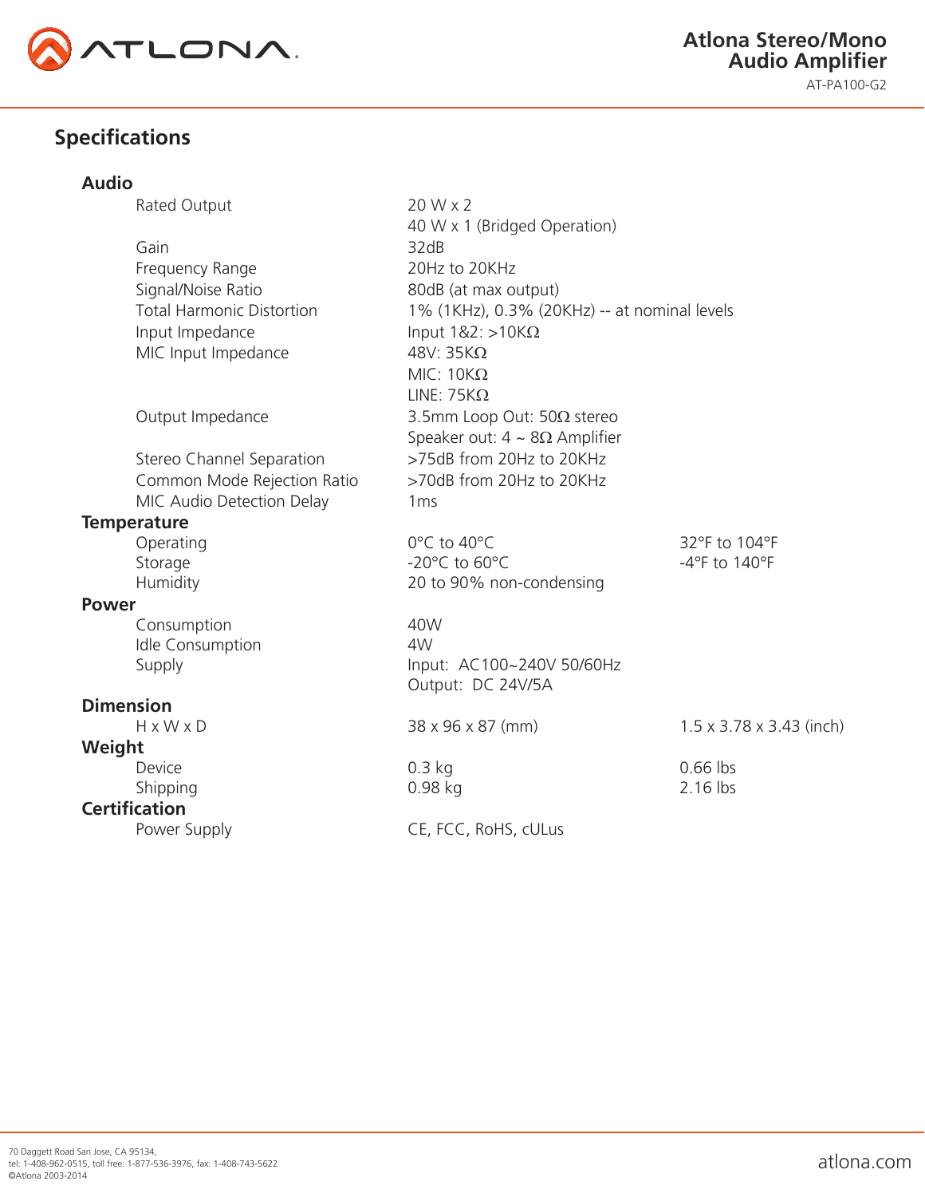## Specifications

| | | |
|---|---|---|
| **Audio** | | |
| Rated Output | 20 W x 2<br>40 W x 1 (Bridged Operation) | |
| Gain | 32dB | |
| Frequency Range | 20Hz to 20KHz | |
| Signal/Noise Ratio | 80dB (at max output) | |
| Total Harmonic Distortion | 1% (1KHz), 0.3% (20KHz) -- at nominal levels | |
| Input Impedance | Input 1&2: >10KΩ | |
| MIC Input Impedance | 48V: 35KΩ<br>MIC: 10KΩ<br>LINE: 75KΩ | |
| Output Impedance | 3.5mm Loop Out: 50Ω stereo<br>Speaker out: 4 ~ 8Ω Amplifier | |
| Stereo Channel Separation | >75dB from 20Hz to 20KHz | |
| Common Mode Rejection Ratio | >70dB from 20Hz to 20KHz | |
| MIC Audio Detection Delay | 1ms | |
| **Temperature** | | |
| Operating | 0°C to 40°C | 32°F to 104°F |
| Storage | -20°C to 60°C | -4°F to 140°F |
| Humidity | 20 to 90% non-condensing | |
| **Power** | | |
| Consumption | 40W | |
| Idle Consumption | 4W | |
| Supply | Input: AC100~240V 50/60Hz<br>Output: DC 24V/5A | |
| **Dimension** | | |
| H x W x D | 38 x 96 x 87 (mm) | 1.5 x 3.78 x 3.43 (inch) |
| **Weight** | | |
| Device | 0.3 kg | 0.66 lbs |
| Shipping | 0.98 kg | 2.16 lbs |
| **Certification** | | |
| Power Supply | CE, FCC, RoHS, cULus | |